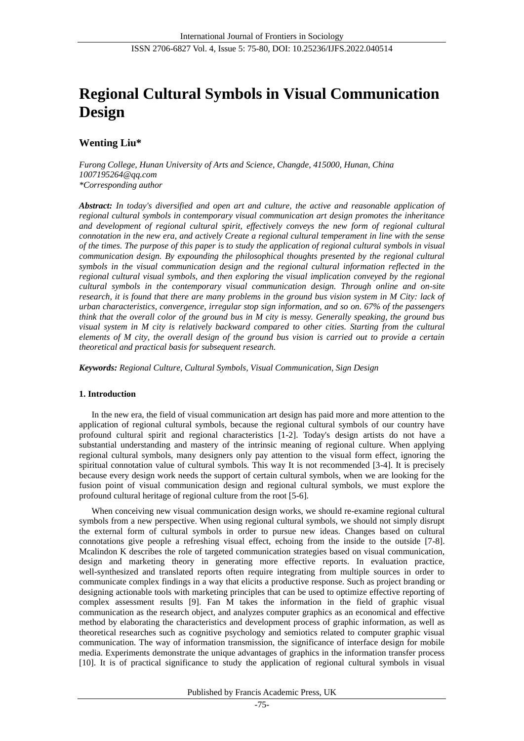# Regional Cultural Symbols in Visual Communication Design

## Wenting Liu*

*Furong College, Hunan University of Arts and Science, Changde, 415000, Hunan, China*
*1007195264@qq.com*
*\*Corresponding author*

***Abstract:** In today's diversified and open art and culture, the active and reasonable application of regional cultural symbols in contemporary visual communication art design promotes the inheritance and development of regional cultural spirit, effectively conveys the new form of regional cultural connotation in the new era, and actively Create a regional cultural temperament in line with the sense of the times. The purpose of this paper is to study the application of regional cultural symbols in visual communication design. By expounding the philosophical thoughts presented by the regional cultural symbols in the visual communication design and the regional cultural information reflected in the regional cultural visual symbols, and then exploring the visual implication conveyed by the regional cultural symbols in the contemporary visual communication design. Through online and on-site research, it is found that there are many problems in the ground bus vision system in M City: lack of urban characteristics, convergence, irregular stop sign information, and so on. 67% of the passengers think that the overall color of the ground bus in M city is messy. Generally speaking, the ground bus visual system in M city is relatively backward compared to other cities. Starting from the cultural elements of M city, the overall design of the ground bus vision is carried out to provide a certain theoretical and practical basis for subsequent research.*

***Keywords:** Regional Culture, Cultural Symbols, Visual Communication, Sign Design*

### 1. Introduction

In the new era, the field of visual communication art design has paid more and more attention to the application of regional cultural symbols, because the regional cultural symbols of our country have profound cultural spirit and regional characteristics [1-2]. Today's design artists do not have a substantial understanding and mastery of the intrinsic meaning of regional culture. When applying regional cultural symbols, many designers only pay attention to the visual form effect, ignoring the spiritual connotation value of cultural symbols. This way It is not recommended [3-4]. It is precisely because every design work needs the support of certain cultural symbols, when we are looking for the fusion point of visual communication design and regional cultural symbols, we must explore the profound cultural heritage of regional culture from the root [5-6].

When conceiving new visual communication design works, we should re-examine regional cultural symbols from a new perspective. When using regional cultural symbols, we should not simply disrupt the external form of cultural symbols in order to pursue new ideas. Changes based on cultural connotations give people a refreshing visual effect, echoing from the inside to the outside [7-8]. Mcalindon K describes the role of targeted communication strategies based on visual communication, design and marketing theory in generating more effective reports. In evaluation practice, well-synthesized and translated reports often require integrating from multiple sources in order to communicate complex findings in a way that elicits a productive response. Such as project branding or designing actionable tools with marketing principles that can be used to optimize effective reporting of complex assessment results [9]. Fan M takes the information in the field of graphic visual communication as the research object, and analyzes computer graphics as an economical and effective method by elaborating the characteristics and development process of graphic information, as well as theoretical researches such as cognitive psychology and semiotics related to computer graphic visual communication. The way of information transmission, the significance of interface design for mobile media. Experiments demonstrate the unique advantages of graphics in the information transfer process [10]. It is of practical significance to study the application of regional cultural symbols in visual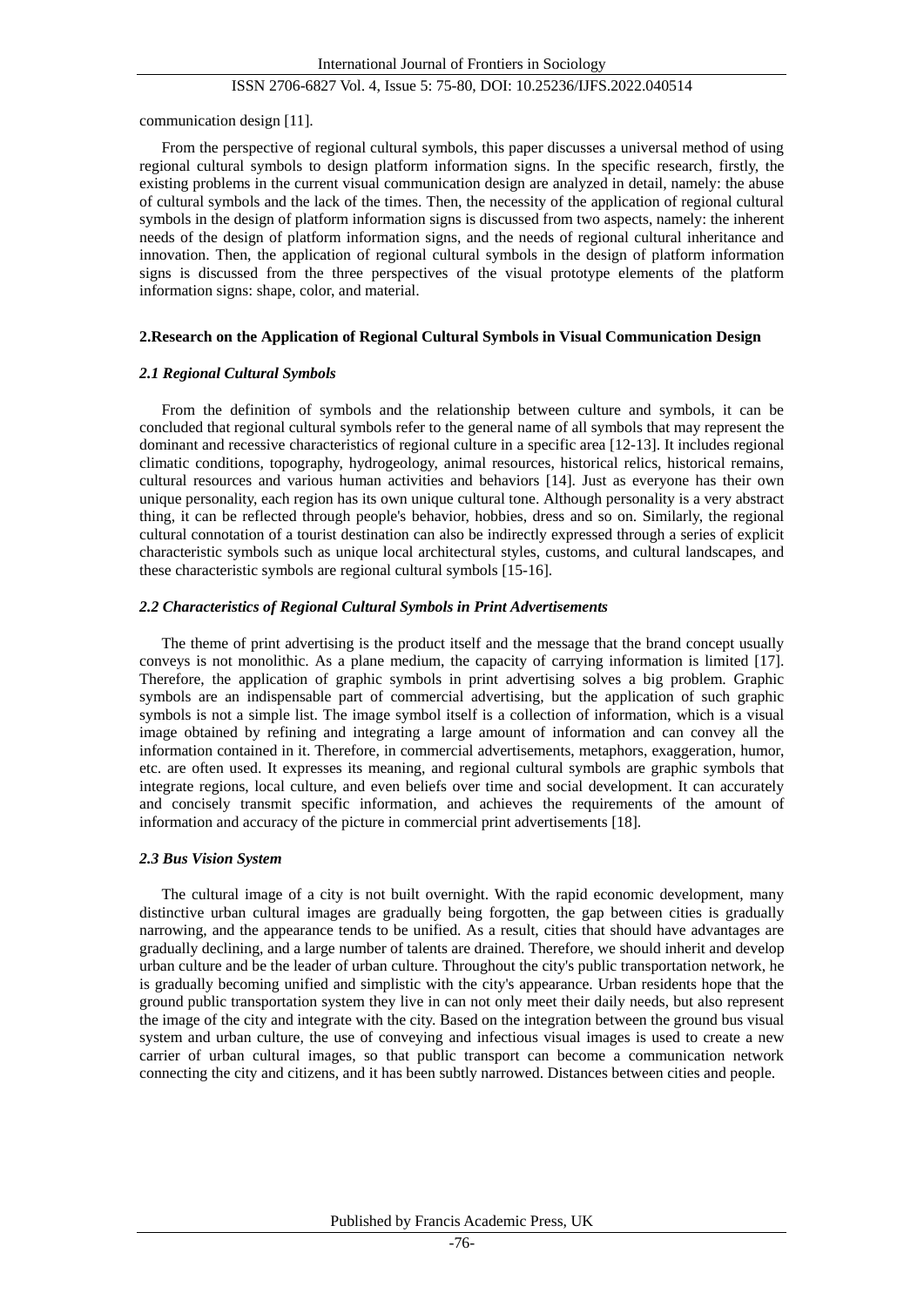communication design [11].

From the perspective of regional cultural symbols, this paper discusses a universal method of using regional cultural symbols to design platform information signs. In the specific research, firstly, the existing problems in the current visual communication design are analyzed in detail, namely: the abuse of cultural symbols and the lack of the times. Then, the necessity of the application of regional cultural symbols in the design of platform information signs is discussed from two aspects, namely: the inherent needs of the design of platform information signs, and the needs of regional cultural inheritance and innovation. Then, the application of regional cultural symbols in the design of platform information signs is discussed from the three perspectives of the visual prototype elements of the platform information signs: shape, color, and material.

## 2.Research on the Application of Regional Cultural Symbols in Visual Communication Design

### *2.1 Regional Cultural Symbols*

From the definition of symbols and the relationship between culture and symbols, it can be concluded that regional cultural symbols refer to the general name of all symbols that may represent the dominant and recessive characteristics of regional culture in a specific area [12-13]. It includes regional climatic conditions, topography, hydrogeology, animal resources, historical relics, historical remains, cultural resources and various human activities and behaviors [14]. Just as everyone has their own unique personality, each region has its own unique cultural tone. Although personality is a very abstract thing, it can be reflected through people's behavior, hobbies, dress and so on. Similarly, the regional cultural connotation of a tourist destination can also be indirectly expressed through a series of explicit characteristic symbols such as unique local architectural styles, customs, and cultural landscapes, and these characteristic symbols are regional cultural symbols [15-16].

### *2.2 Characteristics of Regional Cultural Symbols in Print Advertisements*

The theme of print advertising is the product itself and the message that the brand concept usually conveys is not monolithic. As a plane medium, the capacity of carrying information is limited [17]. Therefore, the application of graphic symbols in print advertising solves a big problem. Graphic symbols are an indispensable part of commercial advertising, but the application of such graphic symbols is not a simple list. The image symbol itself is a collection of information, which is a visual image obtained by refining and integrating a large amount of information and can convey all the information contained in it. Therefore, in commercial advertisements, metaphors, exaggeration, humor, etc. are often used. It expresses its meaning, and regional cultural symbols are graphic symbols that integrate regions, local culture, and even beliefs over time and social development. It can accurately and concisely transmit specific information, and achieves the requirements of the amount of information and accuracy of the picture in commercial print advertisements [18].

### *2.3 Bus Vision System*

The cultural image of a city is not built overnight. With the rapid economic development, many distinctive urban cultural images are gradually being forgotten, the gap between cities is gradually narrowing, and the appearance tends to be unified. As a result, cities that should have advantages are gradually declining, and a large number of talents are drained. Therefore, we should inherit and develop urban culture and be the leader of urban culture. Throughout the city's public transportation network, he is gradually becoming unified and simplistic with the city's appearance. Urban residents hope that the ground public transportation system they live in can not only meet their daily needs, but also represent the image of the city and integrate with the city. Based on the integration between the ground bus visual system and urban culture, the use of conveying and infectious visual images is used to create a new carrier of urban cultural images, so that public transport can become a communication network connecting the city and citizens, and it has been subtly narrowed. Distances between cities and people.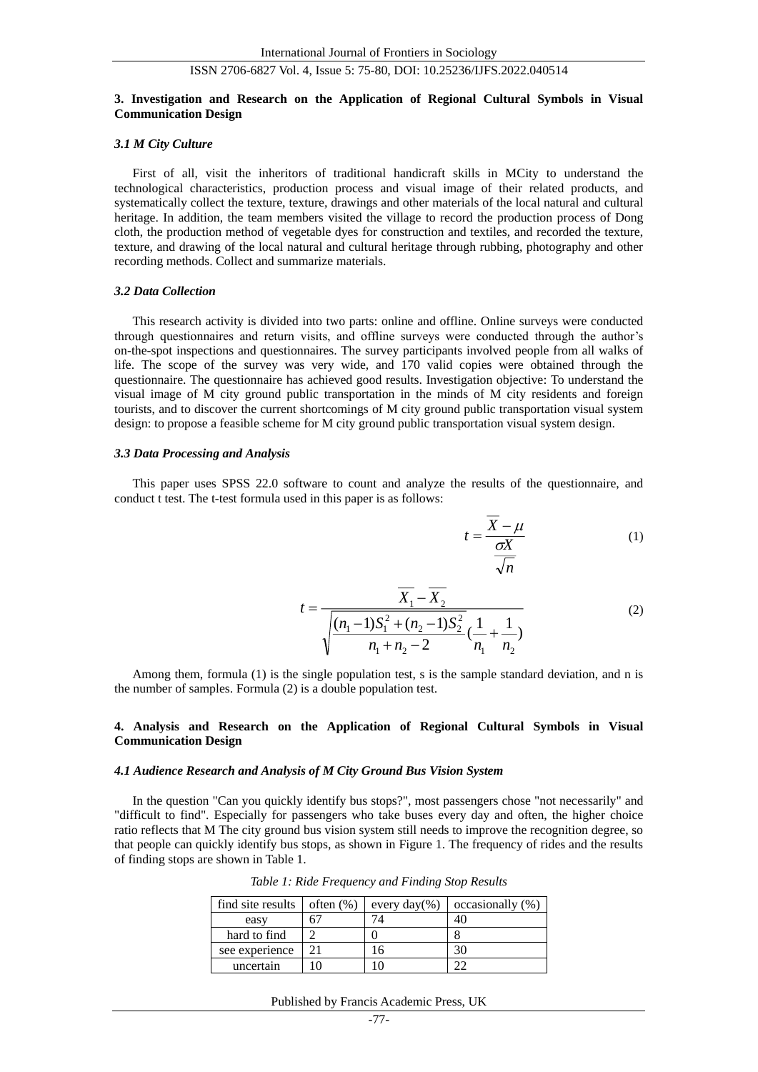## 3. Investigation and Research on the Application of Regional Cultural Symbols in Visual Communication Design

### *3.1 M City Culture*

First of all, visit the inheritors of traditional handicraft skills in MCity to understand the technological characteristics, production process and visual image of their related products, and systematically collect the texture, texture, drawings and other materials of the local natural and cultural heritage. In addition, the team members visited the village to record the production process of Dong cloth, the production method of vegetable dyes for construction and textiles, and recorded the texture, texture, and drawing of the local natural and cultural heritage through rubbing, photography and other recording methods. Collect and summarize materials.

### *3.2 Data Collection*

This research activity is divided into two parts: online and offline. Online surveys were conducted through questionnaires and return visits, and offline surveys were conducted through the author's on-the-spot inspections and questionnaires. The survey participants involved people from all walks of life. The scope of the survey was very wide, and 170 valid copies were obtained through the questionnaire. The questionnaire has achieved good results. Investigation objective: To understand the visual image of M city ground public transportation in the minds of M city residents and foreign tourists, and to discover the current shortcomings of M city ground public transportation visual system design: to propose a feasible scheme for M city ground public transportation visual system design.

### *3.3 Data Processing and Analysis*

This paper uses SPSS 22.0 software to count and analyze the results of the questionnaire, and conduct t test. The t-test formula used in this paper is as follows:

$$t = \frac{\overline{X} - \mu}{\frac{\sigma X}{\sqrt{n}}} \tag{1}$$

$$t = \frac{\overline{X_1} - \overline{X_2}}{\sqrt{\frac{(n_1 - 1)S_1^2 + (n_2 - 1)S_2^2}{n_1 + n_2 - 2}\left(\frac{1}{n_1} + \frac{1}{n_2}\right)}} \tag{2}$$

Among them, formula (1) is the single population test, s is the sample standard deviation, and n is the number of samples. Formula (2) is a double population test.

## 4. Analysis and Research on the Application of Regional Cultural Symbols in Visual Communication Design

### *4.1 Audience Research and Analysis of M City Ground Bus Vision System*

In the question "Can you quickly identify bus stops?", most passengers chose "not necessarily" and "difficult to find". Especially for passengers who take buses every day and often, the higher choice ratio reflects that M The city ground bus vision system still needs to improve the recognition degree, so that people can quickly identify bus stops, as shown in Figure 1. The frequency of rides and the results of finding stops are shown in Table 1.

*Table 1: Ride Frequency and Finding Stop Results*

| find site results | often (%) | every day(%) | occasionally (%) |
|---|---|---|---|
| easy | 67 | 74 | 40 |
| hard to find | 2 | 0 | 8 |
| see experience | 21 | 16 | 30 |
| uncertain | 10 | 10 | 22 |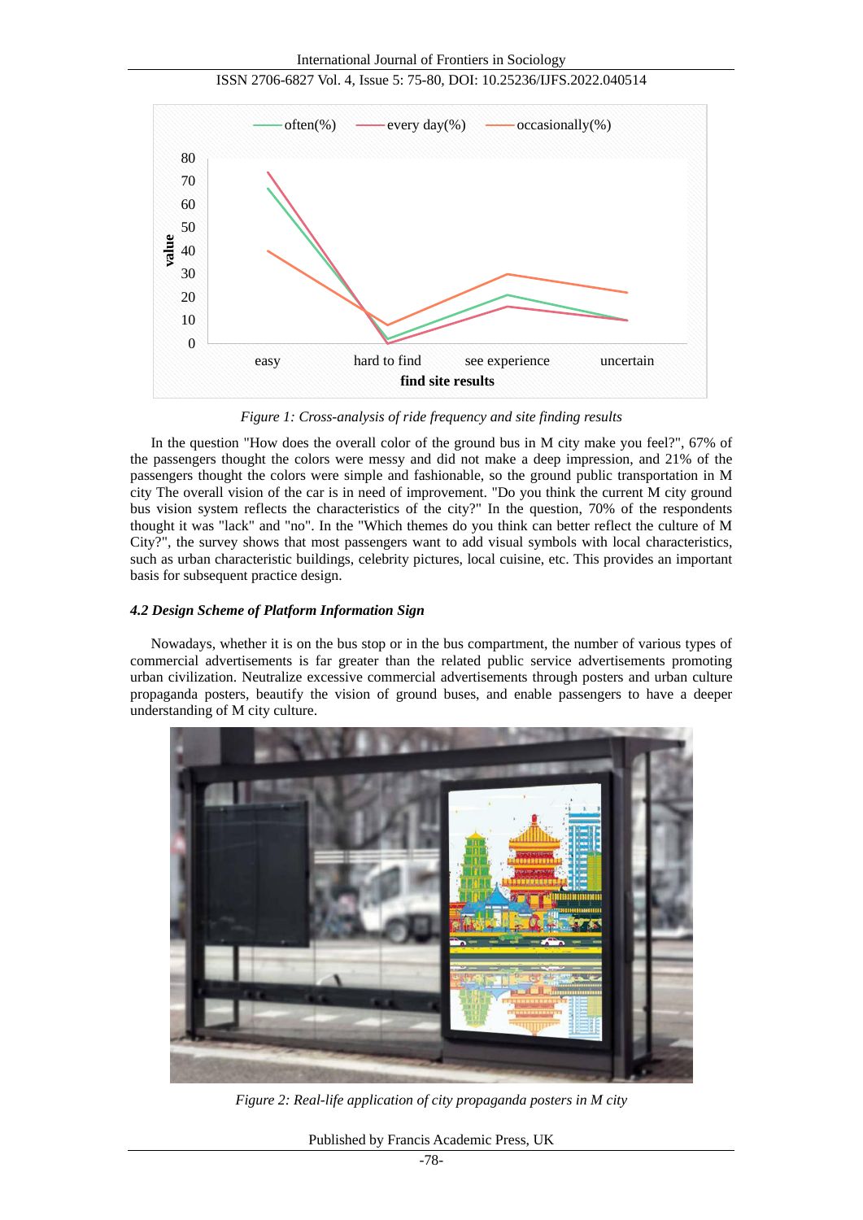Figure 1: Cross-analysis of ride frequency and site finding results

In the question "How does the overall color of the ground bus in M city make you feel?", 67% of the passengers thought the colors were messy and did not make a deep impression, and 21% of the passengers thought the colors were simple and fashionable, so the ground public transportation in M city The overall vision of the car is in need of improvement. "Do you think the current M city ground bus vision system reflects the characteristics of the city?" In the question, 70% of the respondents thought it was "lack" and "no". In the "Which themes do you think can better reflect the culture of M City?", the survey shows that most passengers want to add visual symbols with local characteristics, such as urban characteristic buildings, celebrity pictures, local cuisine, etc. This provides an important basis for subsequent practice design.

### *4.2 Design Scheme of Platform Information Sign*

Nowadays, whether it is on the bus stop or in the bus compartment, the number of various types of commercial advertisements is far greater than the related public service advertisements promoting urban civilization. Neutralize excessive commercial advertisements through posters and urban culture propaganda posters, beautify the vision of ground buses, and enable passengers to have a deeper understanding of M city culture.

Figure 2: Real-life application of city propaganda posters in M city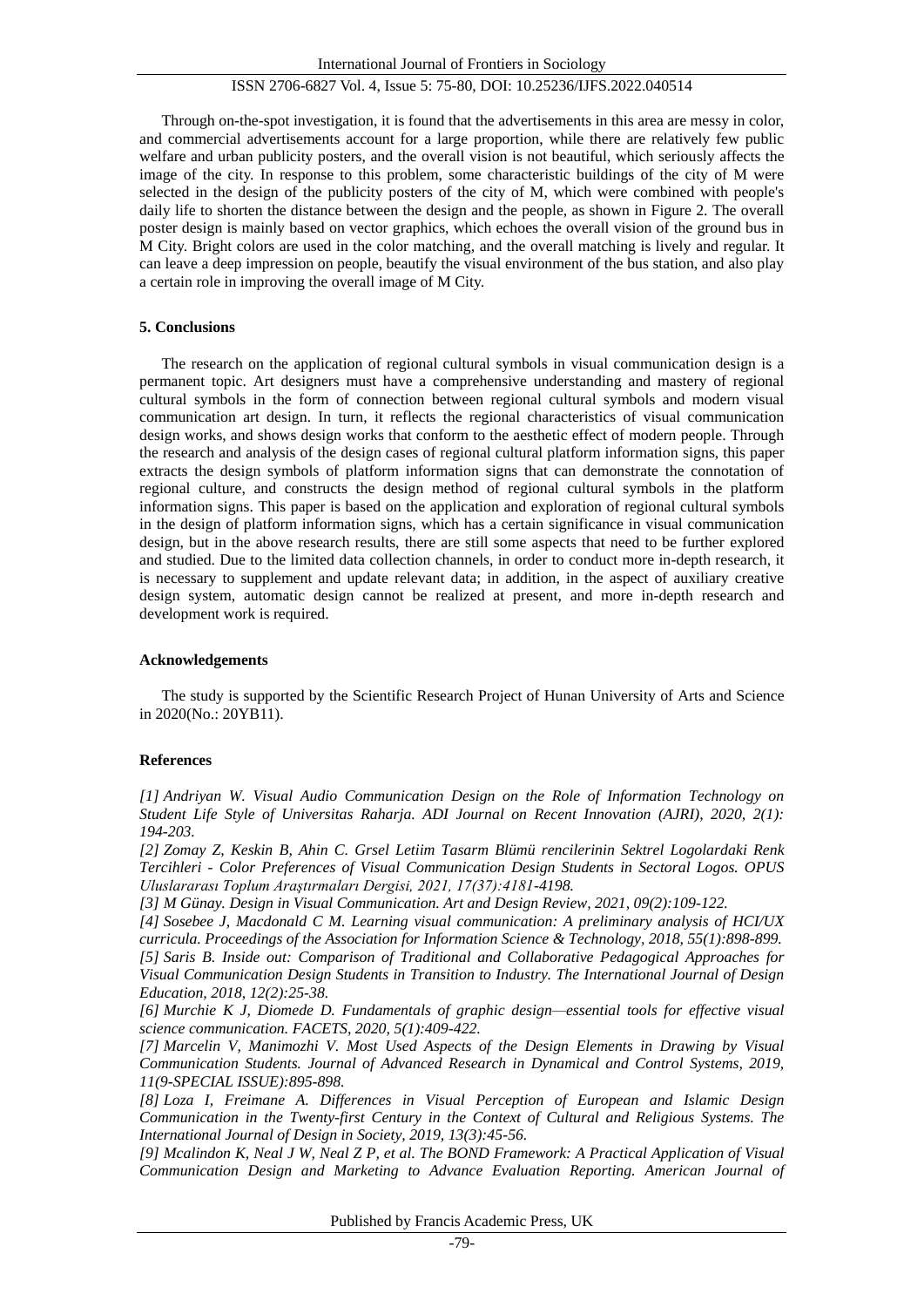Through on-the-spot investigation, it is found that the advertisements in this area are messy in color, and commercial advertisements account for a large proportion, while there are relatively few public welfare and urban publicity posters, and the overall vision is not beautiful, which seriously affects the image of the city. In response to this problem, some characteristic buildings of the city of M were selected in the design of the publicity posters of the city of M, which were combined with people's daily life to shorten the distance between the design and the people, as shown in Figure 2. The overall poster design is mainly based on vector graphics, which echoes the overall vision of the ground bus in M City. Bright colors are used in the color matching, and the overall matching is lively and regular. It can leave a deep impression on people, beautify the visual environment of the bus station, and also play a certain role in improving the overall image of M City.

## 5. Conclusions

The research on the application of regional cultural symbols in visual communication design is a permanent topic. Art designers must have a comprehensive understanding and mastery of regional cultural symbols in the form of connection between regional cultural symbols and modern visual communication art design. In turn, it reflects the regional characteristics of visual communication design works, and shows design works that conform to the aesthetic effect of modern people. Through the research and analysis of the design cases of regional cultural platform information signs, this paper extracts the design symbols of platform information signs that can demonstrate the connotation of regional culture, and constructs the design method of regional cultural symbols in the platform information signs. This paper is based on the application and exploration of regional cultural symbols in the design of platform information signs, which has a certain significance in visual communication design, but in the above research results, there are still some aspects that need to be further explored and studied. Due to the limited data collection channels, in order to conduct more in-depth research, it is necessary to supplement and update relevant data; in addition, in the aspect of auxiliary creative design system, automatic design cannot be realized at present, and more in-depth research and development work is required.

## Acknowledgements

The study is supported by the Scientific Research Project of Hunan University of Arts and Science in 2020(No.: 20YB11).

## References

*[1] Andriyan W. Visual Audio Communication Design on the Role of Information Technology on Student Life Style of Universitas Raharja. ADI Journal on Recent Innovation (AJRI), 2020, 2(1): 194-203.*

*[2] Zomay Z, Keskin B, Ahin C. Grsel Letiim Tasarm Blümü rencilerinin Sektrel Logolardaki Renk Tercihleri - Color Preferences of Visual Communication Design Students in Sectoral Logos. OPUS Uluslararası Toplum Araştırmaları Dergisi, 2021, 17(37):4181-4198.*

*[3] M Günay. Design in Visual Communication. Art and Design Review, 2021, 09(2):109-122.*

*[4] Sosebee J, Macdonald C M. Learning visual communication: A preliminary analysis of HCI/UX curricula. Proceedings of the Association for Information Science & Technology, 2018, 55(1):898-899.*

*[5] Saris B. Inside out: Comparison of Traditional and Collaborative Pedagogical Approaches for Visual Communication Design Students in Transition to Industry. The International Journal of Design Education, 2018, 12(2):25-38.*

*[6] Murchie K J, Diomede D. Fundamentals of graphic design—essential tools for effective visual science communication. FACETS, 2020, 5(1):409-422.*

*[7] Marcelin V, Manimozhi V. Most Used Aspects of the Design Elements in Drawing by Visual Communication Students. Journal of Advanced Research in Dynamical and Control Systems, 2019, 11(9-SPECIAL ISSUE):895-898.*

*[8] Loza I, Freimane A. Differences in Visual Perception of European and Islamic Design Communication in the Twenty-first Century in the Context of Cultural and Religious Systems. The International Journal of Design in Society, 2019, 13(3):45-56.*

*[9] Mcalindon K, Neal J W, Neal Z P, et al. The BOND Framework: A Practical Application of Visual Communication Design and Marketing to Advance Evaluation Reporting. American Journal of*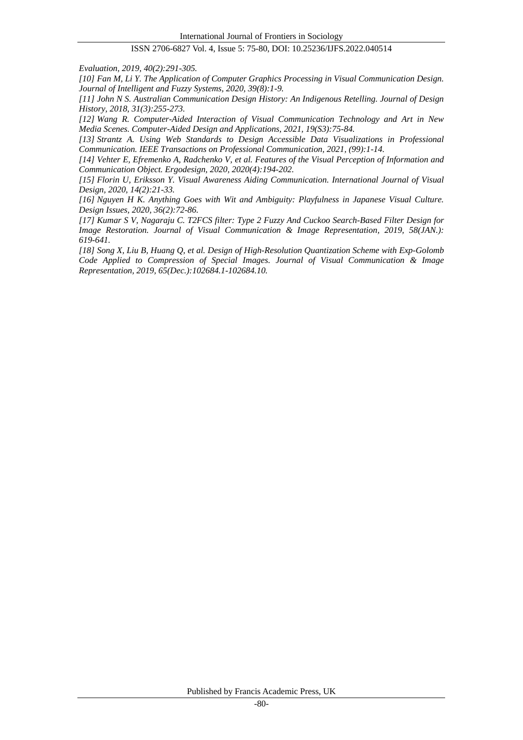*Evaluation, 2019, 40(2):291-305.*

*[10] Fan M, Li Y. The Application of Computer Graphics Processing in Visual Communication Design. Journal of Intelligent and Fuzzy Systems, 2020, 39(8):1-9.*

*[11] John N S. Australian Communication Design History: An Indigenous Retelling. Journal of Design History, 2018, 31(3):255-273.*

*[12] Wang R. Computer-Aided Interaction of Visual Communication Technology and Art in New Media Scenes. Computer-Aided Design and Applications, 2021, 19(S3):75-84.*

*[13] Strantz A. Using Web Standards to Design Accessible Data Visualizations in Professional Communication. IEEE Transactions on Professional Communication, 2021, (99):1-14.*

*[14] Vehter E, Efremenko A, Radchenko V, et al. Features of the Visual Perception of Information and Communication Object. Ergodesign, 2020, 2020(4):194-202.*

*[15] Florin U, Eriksson Y. Visual Awareness Aiding Communication. International Journal of Visual Design, 2020, 14(2):21-33.*

*[16] Nguyen H K. Anything Goes with Wit and Ambiguity: Playfulness in Japanese Visual Culture. Design Issues, 2020, 36(2):72-86.*

*[17] Kumar S V, Nagaraju C. T2FCS filter: Type 2 Fuzzy And Cuckoo Search-Based Filter Design for Image Restoration. Journal of Visual Communication & Image Representation, 2019, 58(JAN.): 619-641.*

*[18] Song X, Liu B, Huang Q, et al. Design of High-Resolution Quantization Scheme with Exp-Golomb Code Applied to Compression of Special Images. Journal of Visual Communication & Image Representation, 2019, 65(Dec.):102684.1-102684.10.*